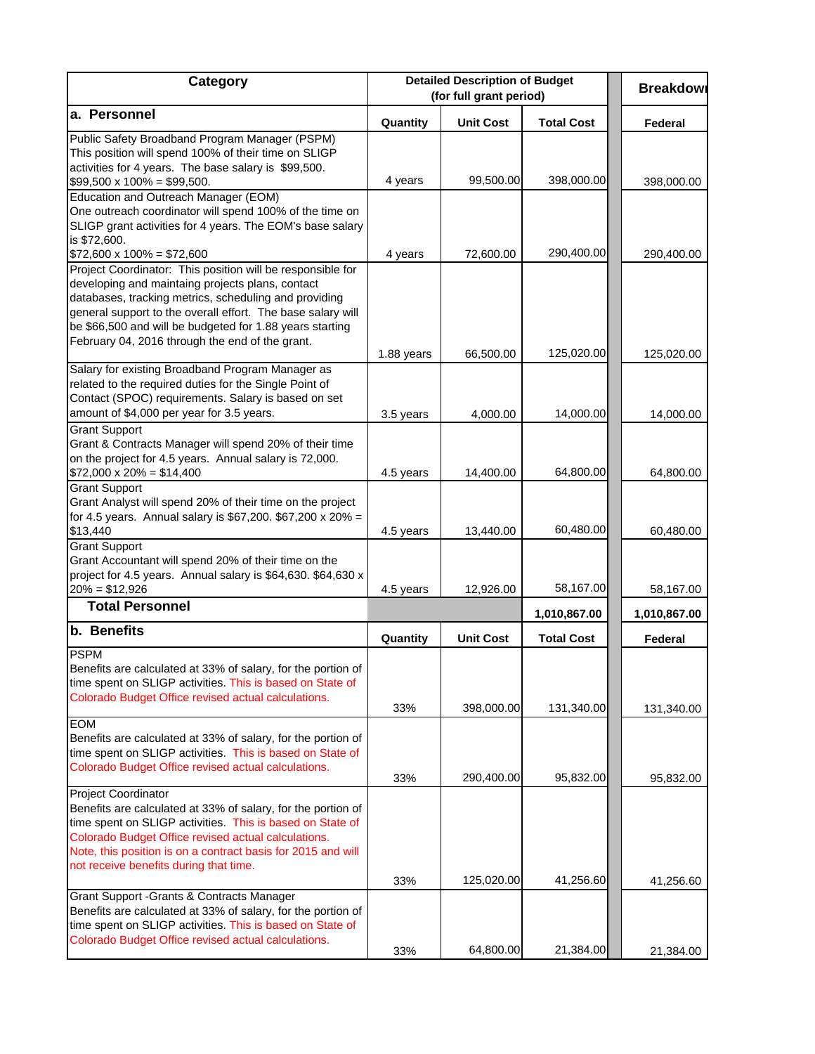| Category | Detailed Description of Budget (for full grant period) | | | Breakdown |
|---|---|---|---|---|
| **a. Personnel** | **Quantity** | **Unit Cost** | **Total Cost** | **Federal** |
| Public Safety Broadband Program Manager (PSPM) This position will spend 100% of their time on SLIGP activities for 4 years. The base salary is $99,500. $99,500 x 100% = $99,500. | 4 years | 99,500.00 | 398,000.00 | 398,000.00 |
| Education and Outreach Manager (EOM) One outreach coordinator will spend 100% of the time on SLIGP grant activities for 4 years. The EOM's base salary is $72,600. $72,600 x 100% = $72,600 | 4 years | 72,600.00 | 290,400.00 | 290,400.00 |
| Project Coordinator: This position will be responsible for developing and maintaining projects plans, contact databases, tracking metrics, scheduling and providing general support to the overall effort. The base salary will be $66,500 and will be budgeted for 1.88 years starting February 04, 2016 through the end of the grant. | 1.88 years | 66,500.00 | 125,020.00 | 125,020.00 |
| Salary for existing Broadband Program Manager as related to the required duties for the Single Point of Contact (SPOC) requirements. Salary is based on set amount of $4,000 per year for 3.5 years. | 3.5 years | 4,000.00 | 14,000.00 | 14,000.00 |
| Grant Support Grant & Contracts Manager will spend 20% of their time on the project for 4.5 years. Annual salary is 72,000. $72,000 x 20% = $14,400 | 4.5 years | 14,400.00 | 64,800.00 | 64,800.00 |
| Grant Support Grant Analyst will spend 20% of their time on the project for 4.5 years. Annual salary is $67,200. $67,200 x 20% = $13,440 | 4.5 years | 13,440.00 | 60,480.00 | 60,480.00 |
| Grant Support Grant Accountant will spend 20% of their time on the project for 4.5 years. Annual salary is $64,630. $64,630 x 20% = $12,926 | 4.5 years | 12,926.00 | 58,167.00 | 58,167.00 |
| **Total Personnel** | | | **1,010,867.00** | **1,010,867.00** |
| **b. Benefits** | **Quantity** | **Unit Cost** | **Total Cost** | **Federal** |
| PSPM Benefits are calculated at 33% of salary, for the portion of time spent on SLIGP activities. This is based on State of Colorado Budget Office revised actual calculations. | 33% | 398,000.00 | 131,340.00 | 131,340.00 |
| EOM Benefits are calculated at 33% of salary, for the portion of time spent on SLIGP activities. This is based on State of Colorado Budget Office revised actual calculations. | 33% | 290,400.00 | 95,832.00 | 95,832.00 |
| Project Coordinator Benefits are calculated at 33% of salary, for the portion of time spent on SLIGP activities. This is based on State of Colorado Budget Office revised actual calculations. Note, this position is on a contract basis for 2015 and will not receive benefits during that time. | 33% | 125,020.00 | 41,256.60 | 41,256.60 |
| Grant Support -Grants & Contracts Manager Benefits are calculated at 33% of salary, for the portion of time spent on SLIGP activities. This is based on State of Colorado Budget Office revised actual calculations. | 33% | 64,800.00 | 21,384.00 | 21,384.00 |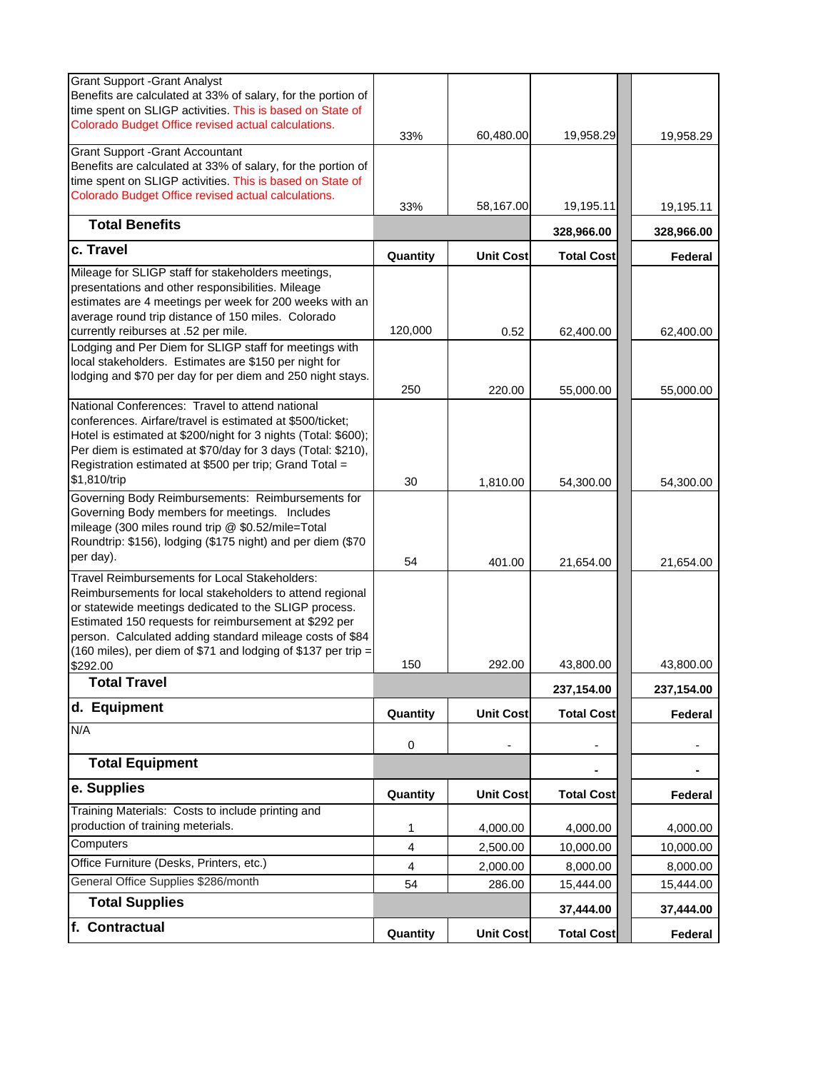| Description | Quantity | Unit Cost | Total Cost | | Federal |
|---|---|---|---|---|---|
| Grant Support -Grant Analyst<br>Benefits are calculated at 33% of salary, for the portion of time spent on SLIGP activities. This is based on State of Colorado Budget Office revised actual calculations. | 33% | 60,480.00 | 19,958.29 | | 19,958.29 |
| Grant Support -Grant Accountant<br>Benefits are calculated at 33% of salary, for the portion of time spent on SLIGP activities. This is based on State of Colorado Budget Office revised actual calculations. | 33% | 58,167.00 | 19,195.11 | | 19,195.11 |
| **Total Benefits** | | | **328,966.00** | | **328,966.00** |
| **c. Travel** | **Quantity** | **Unit Cost** | **Total Cost** | | **Federal** |
| Mileage for SLIGP staff for stakeholders meetings, presentations and other responsibilities. Mileage estimates are 4 meetings per week for 200 weeks with an average round trip distance of 150 miles. Colorado currently reiburses at .52 per mile. | 120,000 | 0.52 | 62,400.00 | | 62,400.00 |
| Lodging and Per Diem for SLIGP staff for meetings with local stakeholders. Estimates are $150 per night for lodging and $70 per day for per diem and 250 night stays. | 250 | 220.00 | 55,000.00 | | 55,000.00 |
| National Conferences: Travel to attend national conferences. Airfare/travel is estimated at $500/ticket; Hotel is estimated at $200/night for 3 nights (Total: $600); Per diem is estimated at $70/day for 3 days (Total: $210), Registration estimated at $500 per trip; Grand Total = $1,810/trip | 30 | 1,810.00 | 54,300.00 | | 54,300.00 |
| Governing Body Reimbursements: Reimbursements for Governing Body members for meetings. Includes mileage (300 miles round trip @ $0.52/mile=Total Roundtrip: $156), lodging ($175 night) and per diem ($70 per day). | 54 | 401.00 | 21,654.00 | | 21,654.00 |
| Travel Reimbursements for Local Stakeholders: Reimbursements for local stakeholders to attend regional or statewide meetings dedicated to the SLIGP process. Estimated 150 requests for reimbursement at $292 per person. Calculated adding standard mileage costs of $84 (160 miles), per diem of $71 and lodging of $137 per trip = $292.00 | 150 | 292.00 | 43,800.00 | | 43,800.00 |
| **Total Travel** | | | **237,154.00** | | **237,154.00** |
| **d. Equipment** | **Quantity** | **Unit Cost** | **Total Cost** | | **Federal** |
| N/A | 0 | - | - | | - |
| **Total Equipment** | | | **-** | | **-** |
| **e. Supplies** | **Quantity** | **Unit Cost** | **Total Cost** | | **Federal** |
| Training Materials: Costs to include printing and production of training meterials. | 1 | 4,000.00 | 4,000.00 | | 4,000.00 |
| Computers | 4 | 2,500.00 | 10,000.00 | | 10,000.00 |
| Office Furniture (Desks, Printers, etc.) | 4 | 2,000.00 | 8,000.00 | | 8,000.00 |
| General Office Supplies $286/month | 54 | 286.00 | 15,444.00 | | 15,444.00 |
| **Total Supplies** | | | **37,444.00** | | **37,444.00** |
| **f. Contractual** | **Quantity** | **Unit Cost** | **Total Cost** | | **Federal** |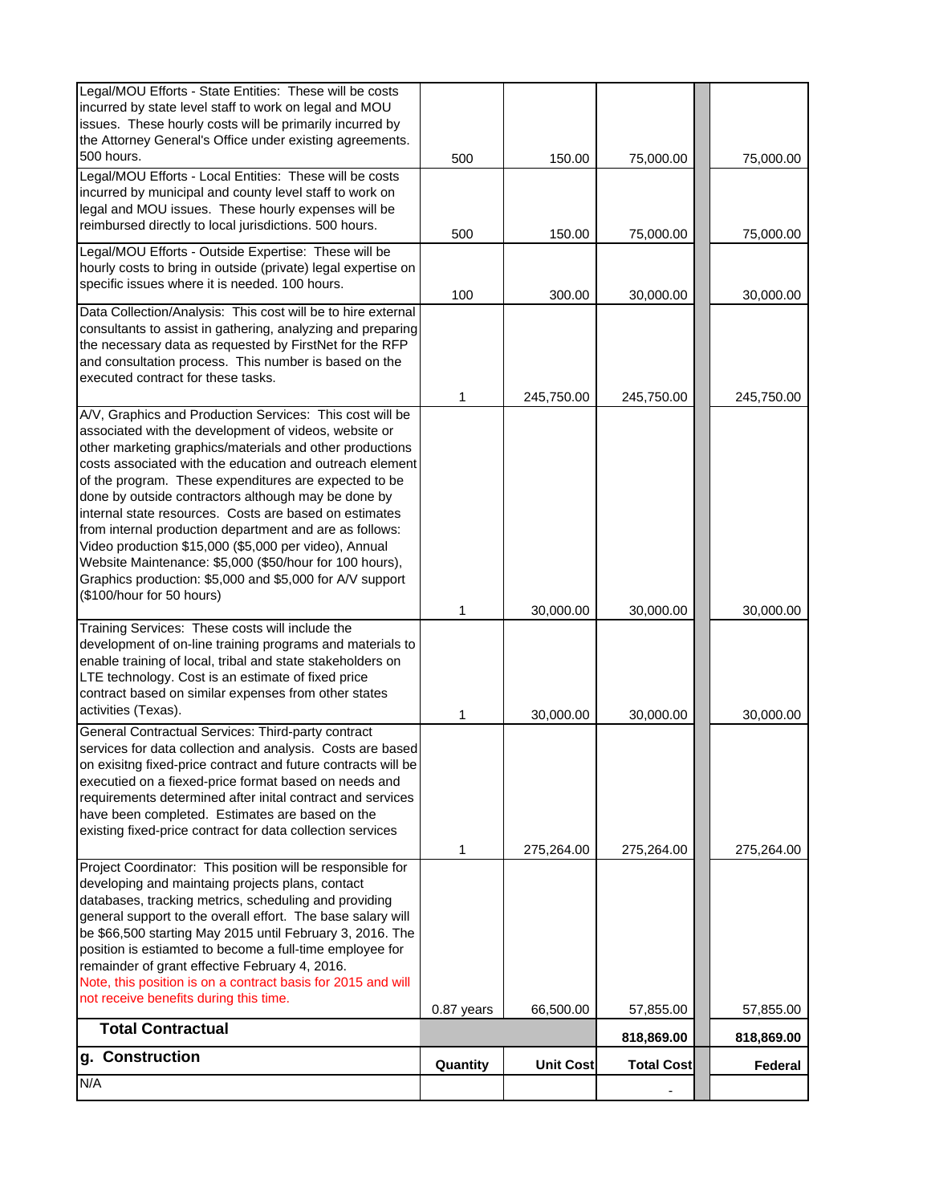| | | | | | |
|---|---|---|---|---|---|
| Legal/MOU Efforts - State Entities: These will be costs incurred by state level staff to work on legal and MOU issues. These hourly costs will be primarily incurred by the Attorney General's Office under existing agreements. 500 hours. | 500 | 150.00 | 75,000.00 | | 75,000.00 |
| Legal/MOU Efforts - Local Entities: These will be costs incurred by municipal and county level staff to work on legal and MOU issues. These hourly expenses will be reimbursed directly to local jurisdictions. 500 hours. | 500 | 150.00 | 75,000.00 | | 75,000.00 |
| Legal/MOU Efforts - Outside Expertise: These will be hourly costs to bring in outside (private) legal expertise on specific issues where it is needed. 100 hours. | 100 | 300.00 | 30,000.00 | | 30,000.00 |
| Data Collection/Analysis: This cost will be to hire external consultants to assist in gathering, analyzing and preparing the necessary data as requested by FirstNet for the RFP and consultation process. This number is based on the executed contract for these tasks. | 1 | 245,750.00 | 245,750.00 | | 245,750.00 |
| A/V, Graphics and Production Services: This cost will be associated with the development of videos, website or other marketing graphics/materials and other productions costs associated with the education and outreach element of the program. These expenditures are expected to be done by outside contractors although may be done by internal state resources. Costs are based on estimates from internal production department and are as follows: Video production $15,000 ($5,000 per video), Annual Website Maintenance: $5,000 ($50/hour for 100 hours), Graphics production: $5,000 and $5,000 for A/V support ($100/hour for 50 hours) | 1 | 30,000.00 | 30,000.00 | | 30,000.00 |
| Training Services: These costs will include the development of on-line training programs and materials to enable training of local, tribal and state stakeholders on LTE technology. Cost is an estimate of fixed price contract based on similar expenses from other states activities (Texas). | 1 | 30,000.00 | 30,000.00 | | 30,000.00 |
| General Contractual Services: Third-party contract services for data collection and analysis. Costs are based on exisitng fixed-price contract and future contracts will be exectuied on a fiexed-price format based on needs and requirements determined after inital contract and services have been completed. Estimates are based on the existing fixed-price contract for data collection services | 1 | 275,264.00 | 275,264.00 | | 275,264.00 |
| Project Coordinator: This position will be responsible for developing and maintaining projects plans, contact databases, tracking metrics, scheduling and providing general support to the overall effort. The base salary will be $66,500 starting May 2015 until February 3, 2016. The position is estiamted to become a full-time employee for remainder of grant effective February 4, 2016. Note, this position is on a contract basis for 2015 and will not receive benefits during this time. | 0.87 years | 66,500.00 | 57,855.00 | | 57,855.00 |
| **Total Contractual** | | | **818,869.00** | | **818,869.00** |
| **g. Construction** | **Quantity** | **Unit Cost** | **Total Cost** | | **Federal** |
| N/A | | | - | | |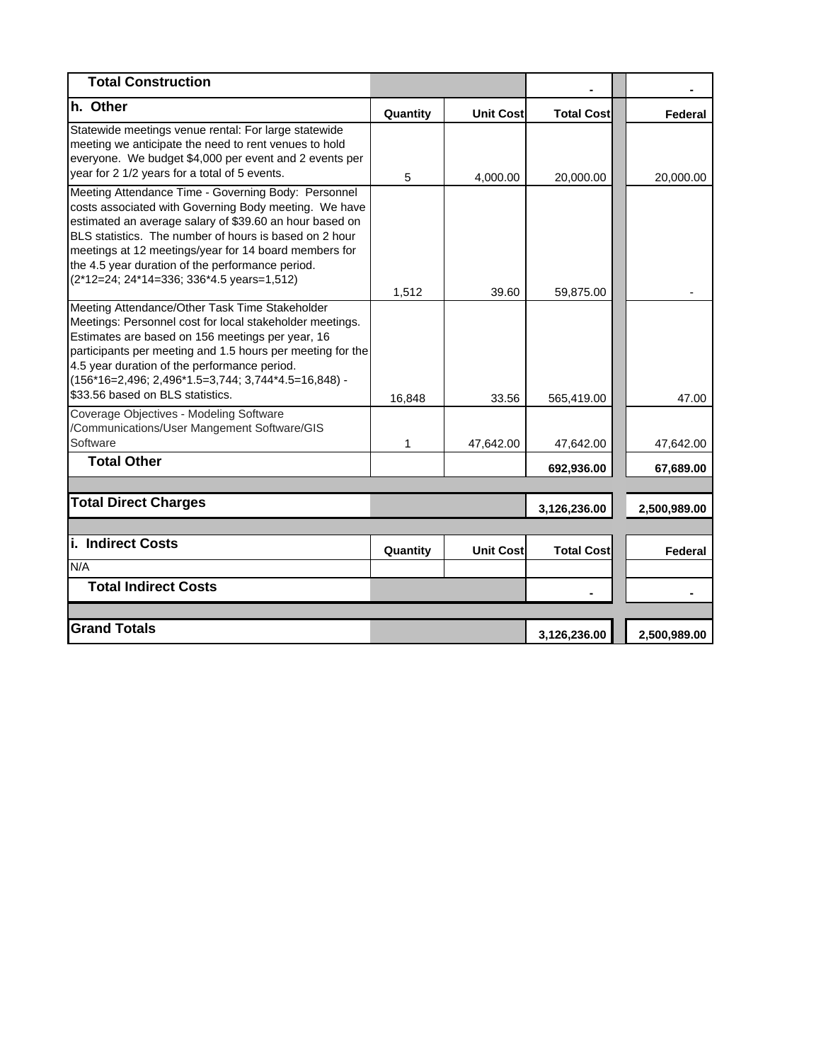| Total Construction | | | - | | - |
|---|---|---|---|---|---|
| **h. Other** | **Quantity** | **Unit Cost** | **Total Cost** | | **Federal** |
| Statewide meetings venue rental: For large statewide meeting we anticipate the need to rent venues to hold everyone. We budget $4,000 per event and 2 events per year for 2 1/2 years for a total of 5 events. | 5 | 4,000.00 | 20,000.00 | | 20,000.00 |
| Meeting Attendance Time - Governing Body: Personnel costs associated with Governing Body meeting. We have estimated an average salary of $39.60 an hour based on BLS statistics. The number of hours is based on 2 hour meetings at 12 meetings/year for 14 board members for the 4.5 year duration of the performance period. (2*12=24; 24*14=336; 336*4.5 years=1,512) | 1,512 | 39.60 | 59,875.00 | | - |
| Meeting Attendance/Other Task Time Stakeholder Meetings: Personnel cost for local stakeholder meetings. Estimates are based on 156 meetings per year, 16 participants per meeting and 1.5 hours per meeting for the 4.5 year duration of the performance period. (156*16=2,496; 2,496*1.5=3,744; 3,744*4.5=16,848) - $33.56 based on BLS statistics. | 16,848 | 33.56 | 565,419.00 | | 47.00 |
| Coverage Objectives - Modeling Software /Communications/User Mangement Software/GIS Software | 1 | 47,642.00 | 47,642.00 | | 47,642.00 |
| **Total Other** | | | **692,936.00** | | **67,689.00** |
| | | | | | |
| **Total Direct Charges** | | | **3,126,236.00** | | **2,500,989.00** |
| | | | | | |
| **i. Indirect Costs** | **Quantity** | **Unit Cost** | **Total Cost** | | **Federal** |
| N/A | | | | | |
| **Total Indirect Costs** | | | **-** | | **-** |
| | | | | | |
| **Grand Totals** | | | **3,126,236.00** | | **2,500,989.00** |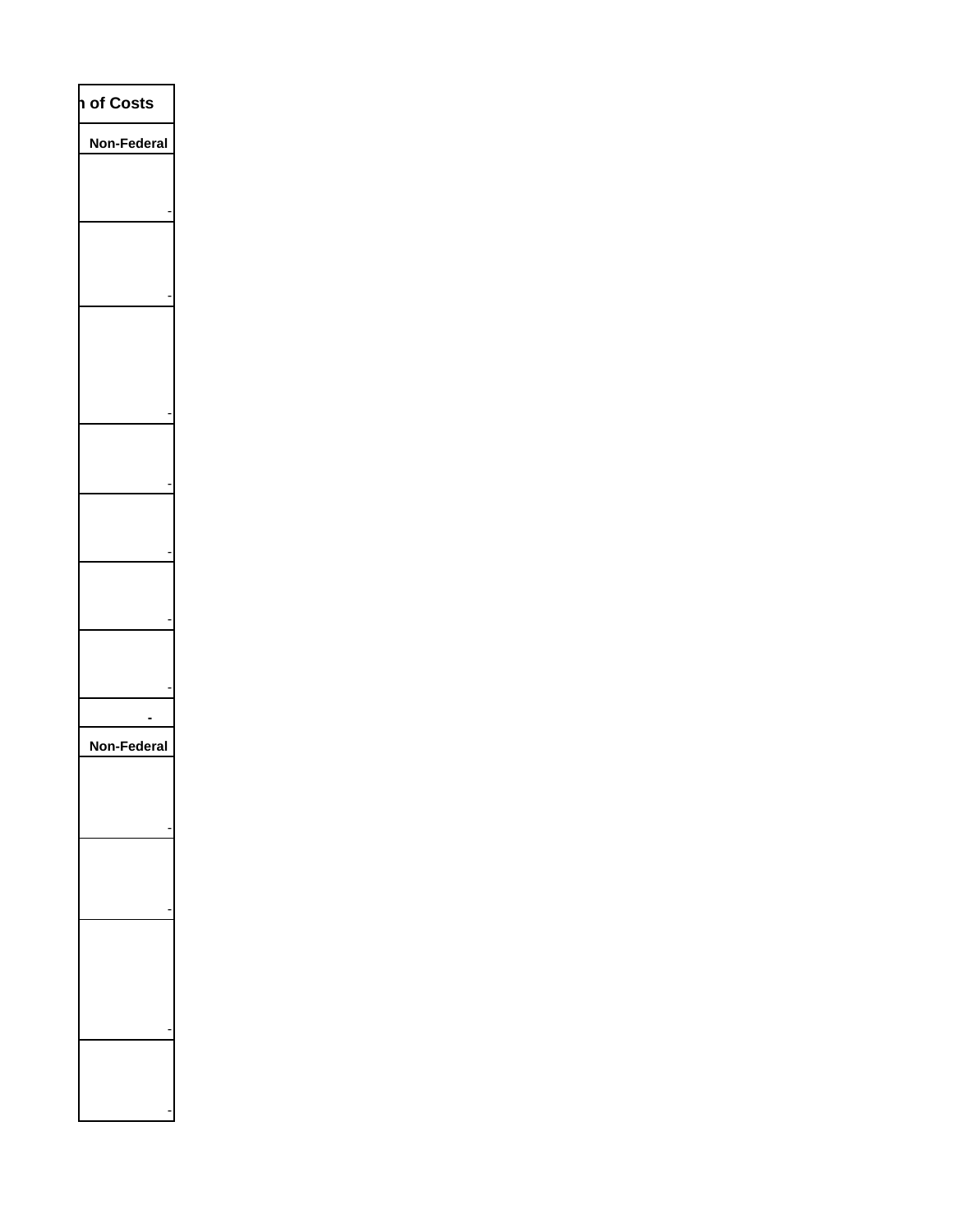| n of Costs |
| --- |
| Non-Federal |
| - |
| - |
| - |
| - |
| - |
| - |
| - |
| **-** |
| **Non-Federal** |
| - |
| - |
| - |
| - |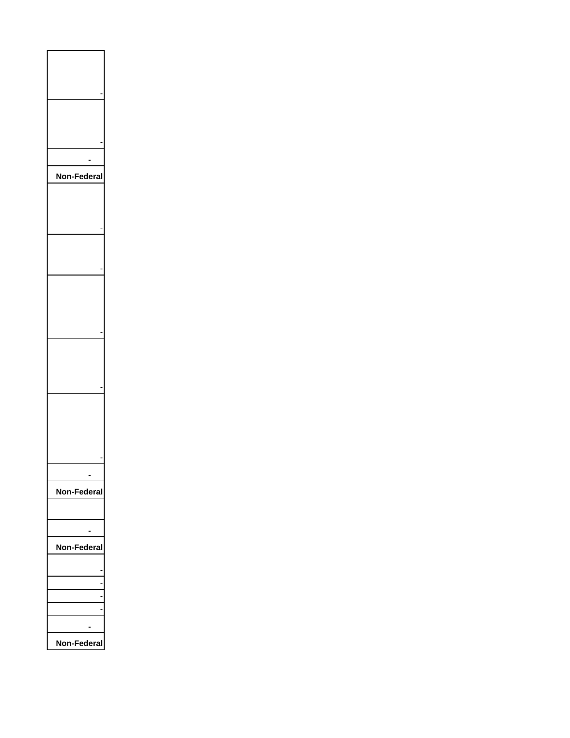| |
|---|
| - |
| - |
| **-** |
| **Non-Federal** |
| - |
| - |
| - |
| - |
| - |
| **-** |
| **Non-Federal** |
| |
| **-** |
| **Non-Federal** |
| - |
| - |
| - |
| - |
| **-** |
| **Non-Federal** |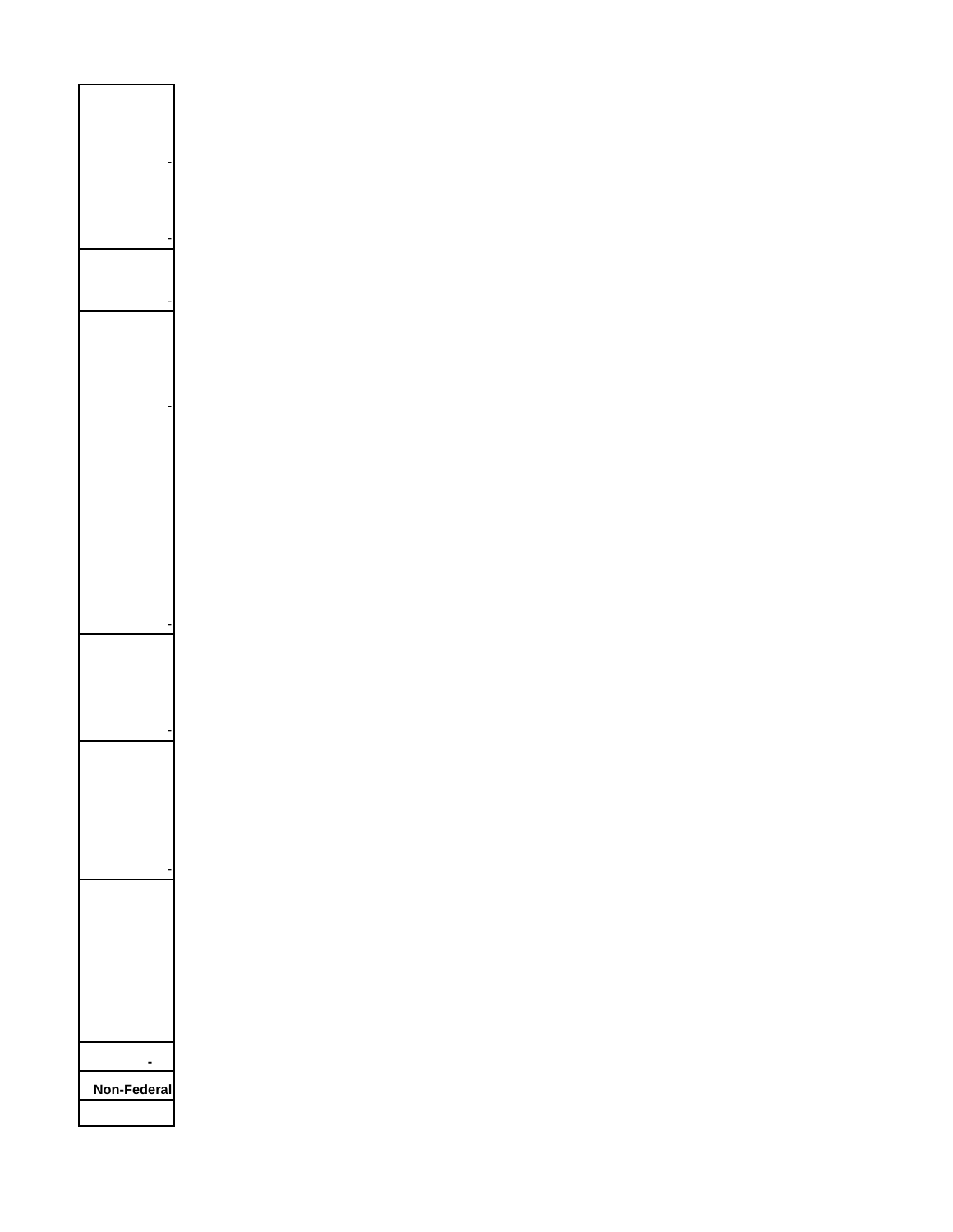| |
|---|
| - |
| - |
| - |
| - |
| - |
| - |
| - |
| |
| **-** |
| **Non-Federal** |
| |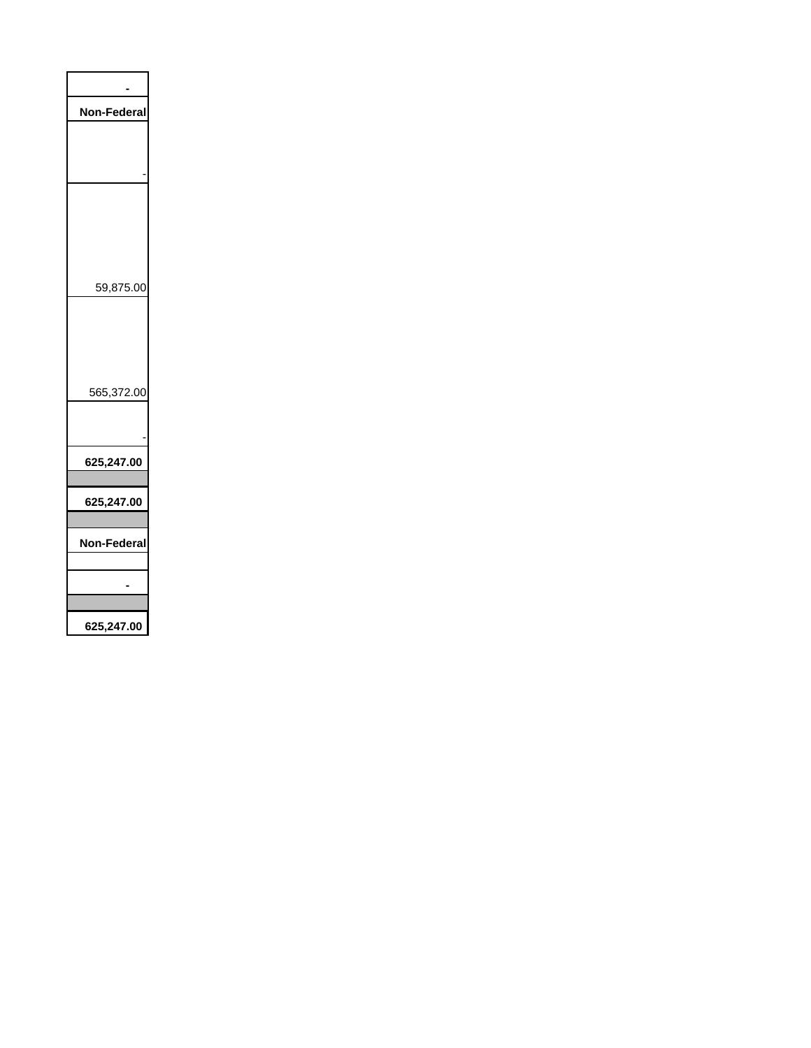| - |
| --- |
| **Non-Federal** |
| - |
| 59,875.00 |
| 565,372.00 |
| - |
| **625,247.00** |
| |
| **625,247.00** |
| |
| **Non-Federal** |
| |
| **-** |
| |
| **625,247.00** |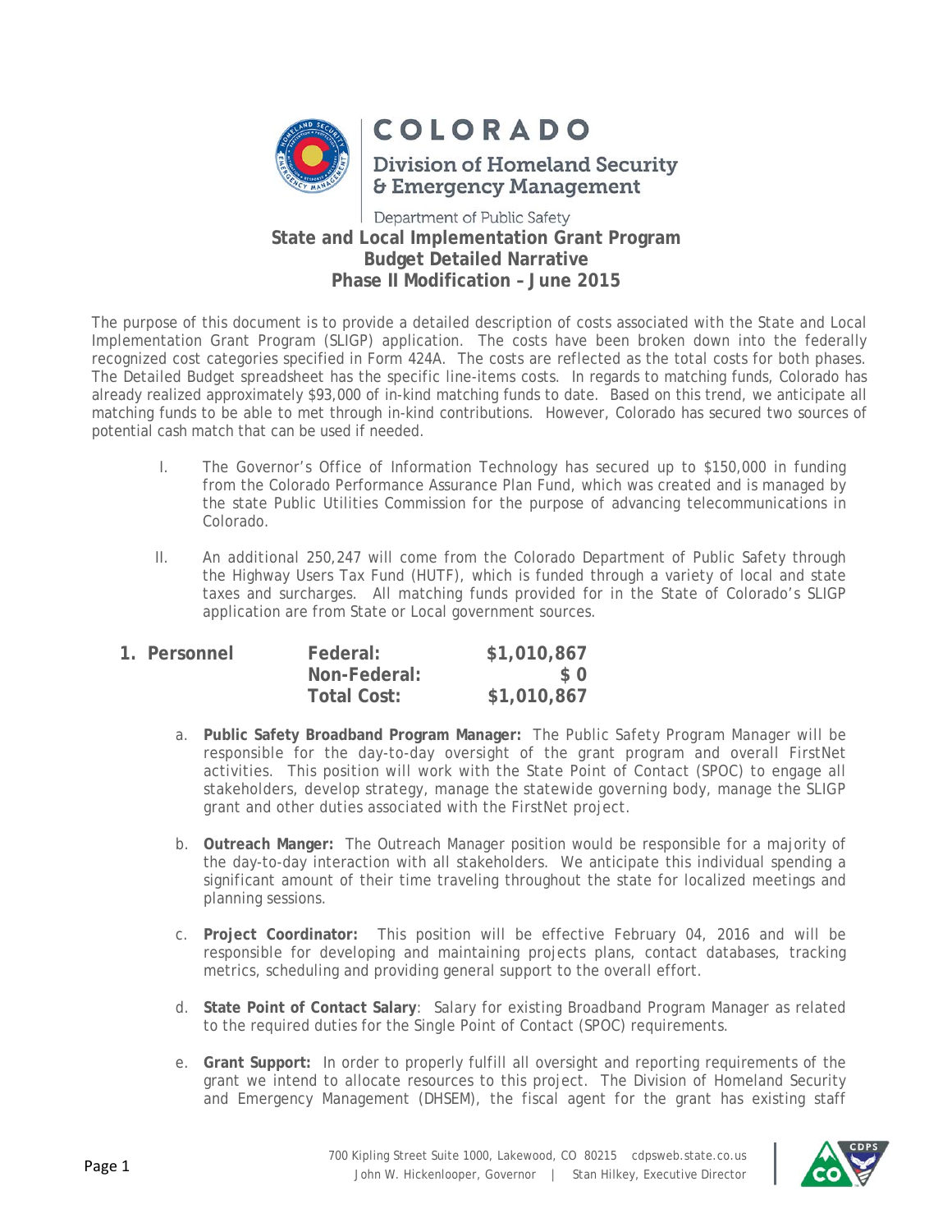COLORADO

Division of Homeland Security & Emergency Management

Department of Public Safety

# State and Local Implementation Grant Program
# Budget Detailed Narrative
# Phase II Modification – June 2015

The purpose of this document is to provide a detailed description of costs associated with the State and Local Implementation Grant Program (SLIGP) application. The costs have been broken down into the federally recognized cost categories specified in Form 424A. The costs are reflected as the total costs for both phases. The Detailed Budget spreadsheet has the specific line-items costs. In regards to matching funds, Colorado has already realized approximately $93,000 of in-kind matching funds to date. Based on this trend, we anticipate all matching funds to be able to met through in-kind contributions. However, Colorado has secured two sources of potential cash match that can be used if needed.

I. The Governor's Office of Information Technology has secured up to $150,000 in funding from the Colorado Performance Assurance Plan Fund, which was created and is managed by the state Public Utilities Commission for the purpose of advancing telecommunications in Colorado.

II. An additional 250,247 will come from the Colorado Department of Public Safety through the Highway Users Tax Fund (HUTF), which is funded through a variety of local and state taxes and surcharges. All matching funds provided for in the State of Colorado's SLIGP application are from State or Local government sources.

## 1. Personnel

| | |
|---|---|
| **Federal:** | **$1,010,867** |
| **Non-Federal:** | **$ 0** |
| **Total Cost:** | **$1,010,867** |

a. **Public Safety Broadband Program Manager:** The Public Safety Program Manager will be responsible for the day-to-day oversight of the grant program and overall FirstNet activities. This position will work with the State Point of Contact (SPOC) to engage all stakeholders, develop strategy, manage the statewide governing body, manage the SLIGP grant and other duties associated with the FirstNet project.

b. **Outreach Manger:** The Outreach Manager position would be responsible for a majority of the day-to-day interaction with all stakeholders. We anticipate this individual spending a significant amount of their time traveling throughout the state for localized meetings and planning sessions.

c. **Project Coordinator:** This position will be effective February 04, 2016 and will be responsible for developing and maintaining projects plans, contact databases, tracking metrics, scheduling and providing general support to the overall effort.

d. **State Point of Contact Salary**: Salary for existing Broadband Program Manager as related to the required duties for the Single Point of Contact (SPOC) requirements.

e. **Grant Support:** In order to properly fulfill all oversight and reporting requirements of the grant we intend to allocate resources to this project. The Division of Homeland Security and Emergency Management (DHSEM), the fiscal agent for the grant has existing staff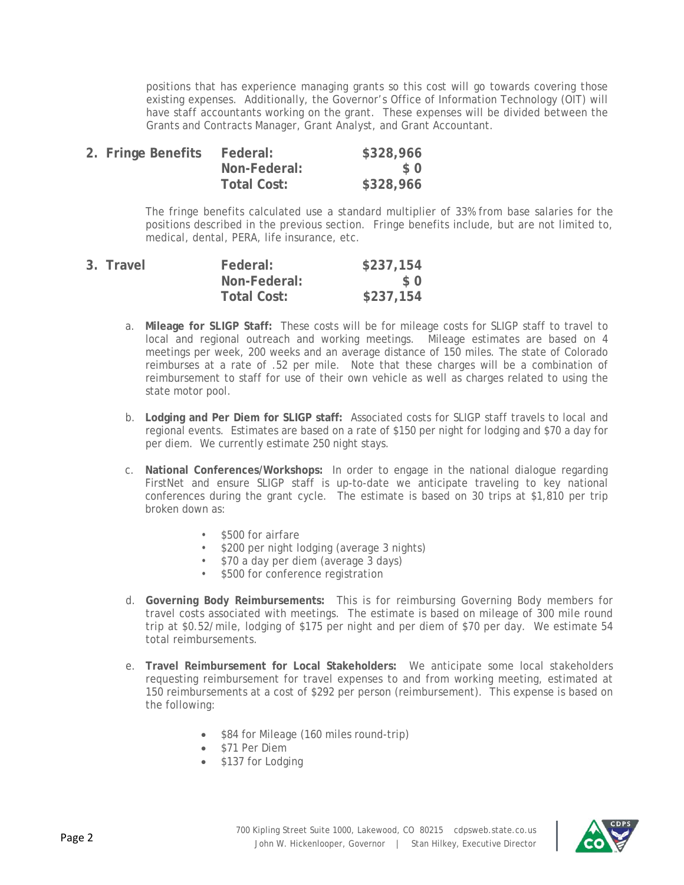positions that has experience managing grants so this cost will go towards covering those existing expenses. Additionally, the Governor's Office of Information Technology (OIT) will have staff accountants working on the grant. These expenses will be divided between the Grants and Contracts Manager, Grant Analyst, and Grant Accountant.

## 2. Fringe Benefits

| | | |
|---|---|---|
| **Fringe Benefits** | **Federal:** | **$328,966** |
| | **Non-Federal:** | **$ 0** |
| | **Total Cost:** | **$328,966** |

The fringe benefits calculated use a standard multiplier of 33% from base salaries for the positions described in the previous section. Fringe benefits include, but are not limited to, medical, dental, PERA, life insurance, etc.

## 3. Travel

| | | |
|---|---|---|
| **Travel** | **Federal:** | **$237,154** |
| | **Non-Federal:** | **$ 0** |
| | **Total Cost:** | **$237,154** |

a. **Mileage for SLIGP Staff:** These costs will be for mileage costs for SLIGP staff to travel to local and regional outreach and working meetings. Mileage estimates are based on 4 meetings per week, 200 weeks and an average distance of 150 miles. The state of Colorado reimburses at a rate of .52 per mile. Note that these charges will be a combination of reimbursement to staff for use of their own vehicle as well as charges related to using the state motor pool.

b. **Lodging and Per Diem for SLIGP staff:** Associated costs for SLIGP staff travels to local and regional events. Estimates are based on a rate of $150 per night for lodging and $70 a day for per diem. We currently estimate 250 night stays.

c. **National Conferences/Workshops:** In order to engage in the national dialogue regarding FirstNet and ensure SLIGP staff is up-to-date we anticipate traveling to key national conferences during the grant cycle. The estimate is based on 30 trips at $1,810 per trip broken down as:

- $500 for airfare
- $200 per night lodging (average 3 nights)
- $70 a day per diem (average 3 days)
- $500 for conference registration

d. **Governing Body Reimbursements:** This is for reimbursing Governing Body members for travel costs associated with meetings. The estimate is based on mileage of 300 mile round trip at $0.52/mile, lodging of $175 per night and per diem of $70 per day. We estimate 54 total reimbursements.

e. **Travel Reimbursement for Local Stakeholders:** We anticipate some local stakeholders requesting reimbursement for travel expenses to and from working meeting, estimated at 150 reimbursements at a cost of $292 per person (reimbursement). This expense is based on the following:

- $84 for Mileage (160 miles round-trip)
- $71 Per Diem
- $137 for Lodging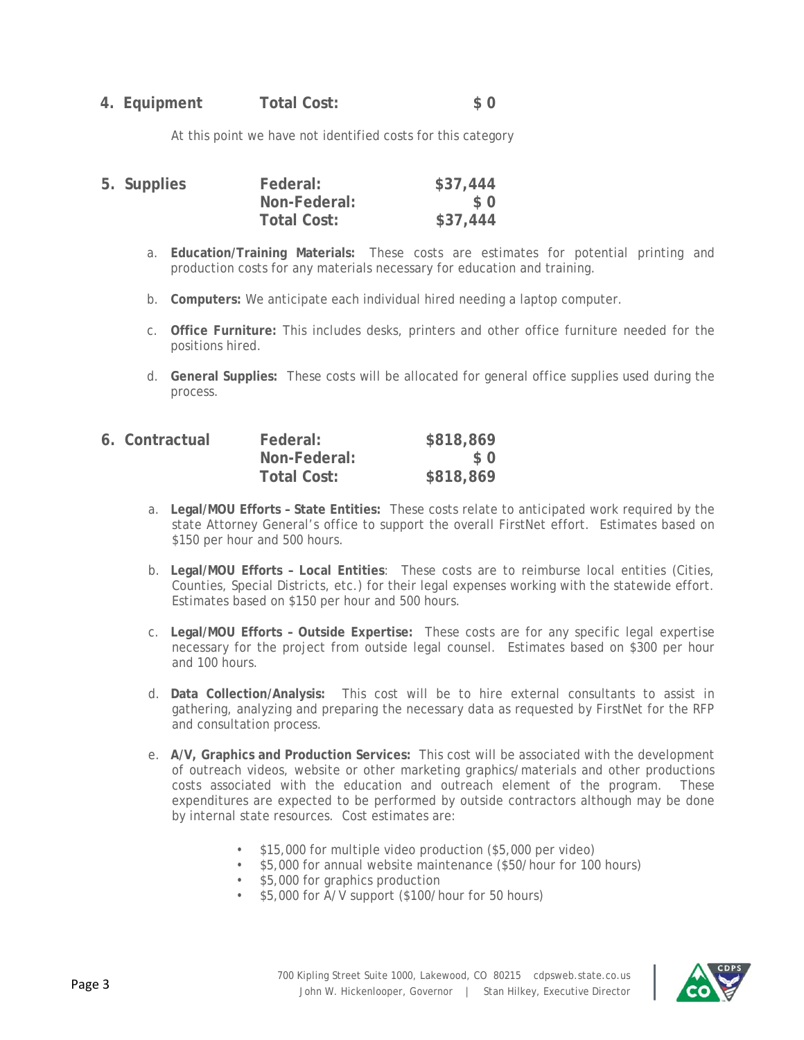**4. Equipment** **Total Cost:** **$ 0**

At this point we have not identified costs for this category

| **5. Supplies** | | |
|---|---|---|
| | **Federal:** | **$37,444** |
| | **Non-Federal:** | **$ 0** |
| | **Total Cost:** | **$37,444** |

a. **Education/Training Materials:** These costs are estimates for potential printing and production costs for any materials necessary for education and training.

b. **Computers:** We anticipate each individual hired needing a laptop computer.

c. **Office Furniture:** This includes desks, printers and other office furniture needed for the positions hired.

d. **General Supplies:** These costs will be allocated for general office supplies used during the process.

| **6. Contractual** | | |
|---|---|---|
| | **Federal:** | **$818,869** |
| | **Non-Federal:** | **$ 0** |
| | **Total Cost:** | **$818,869** |

a. **Legal/MOU Efforts – State Entities:** These costs relate to anticipated work required by the state Attorney General's office to support the overall FirstNet effort. Estimates based on $150 per hour and 500 hours.

b. **Legal/MOU Efforts – Local Entities**: These costs are to reimburse local entities (Cities, Counties, Special Districts, etc.) for their legal expenses working with the statewide effort. Estimates based on $150 per hour and 500 hours.

c. **Legal/MOU Efforts – Outside Expertise:** These costs are for any specific legal expertise necessary for the project from outside legal counsel. Estimates based on $300 per hour and 100 hours.

d. **Data Collection/Analysis:** This cost will be to hire external consultants to assist in gathering, analyzing and preparing the necessary data as requested by FirstNet for the RFP and consultation process.

e. **A/V, Graphics and Production Services:** This cost will be associated with the development of outreach videos, website or other marketing graphics/materials and other productions costs associated with the education and outreach element of the program. These expenditures are expected to be performed by outside contractors although may be done by internal state resources. Cost estimates are:

- $15,000 for multiple video production ($5,000 per video)
- $5,000 for annual website maintenance ($50/hour for 100 hours)
- $5,000 for graphics production
- $5,000 for A/V support ($100/hour for 50 hours)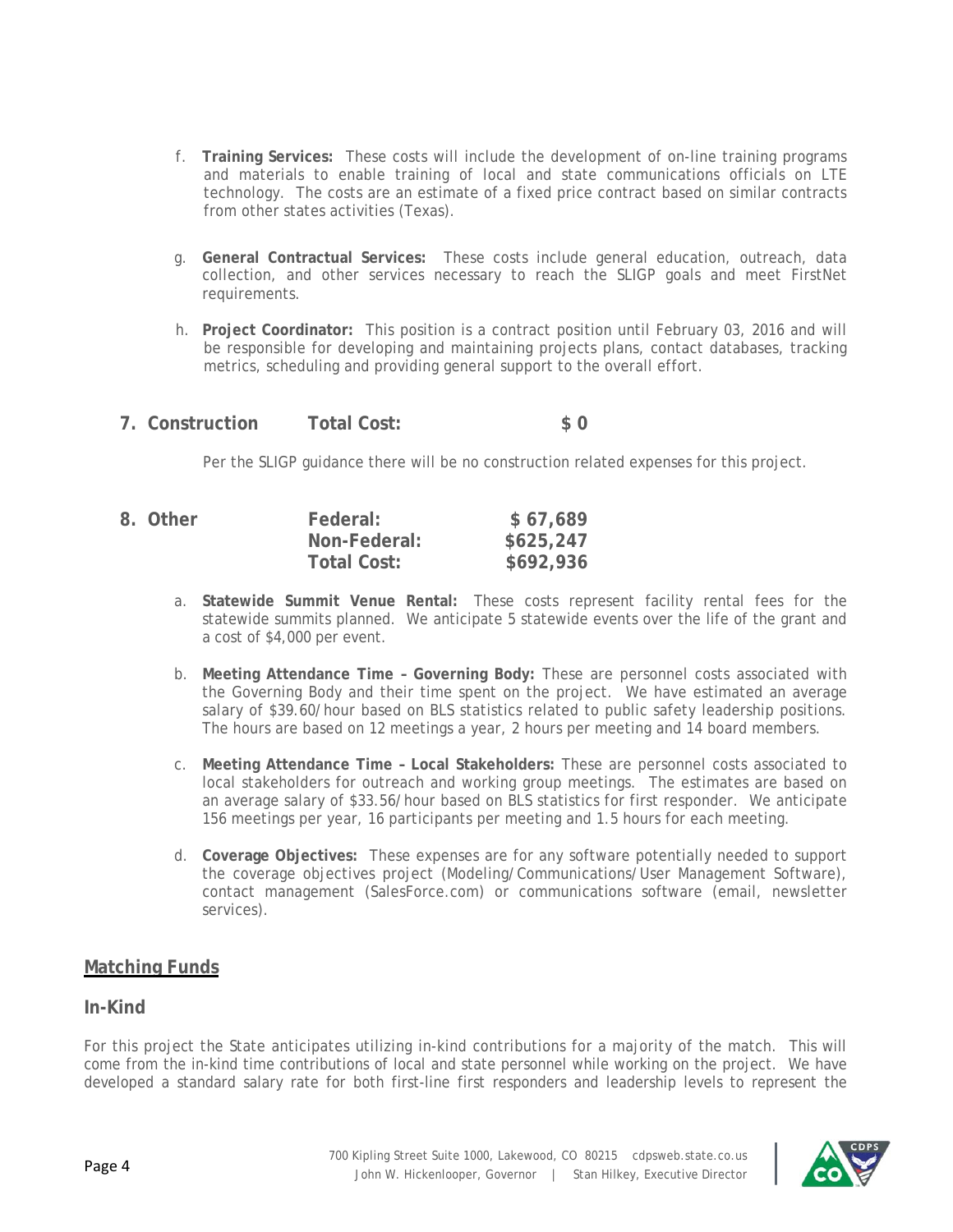f. **Training Services:** These costs will include the development of on-line training programs and materials to enable training of local and state communications officials on LTE technology. The costs are an estimate of a fixed price contract based on similar contracts from other states activities (Texas).

g. **General Contractual Services:** These costs include general education, outreach, data collection, and other services necessary to reach the SLIGP goals and meet FirstNet requirements.

h. **Project Coordinator:** This position is a contract position until February 03, 2016 and will be responsible for developing and maintaining projects plans, contact databases, tracking metrics, scheduling and providing general support to the overall effort.

**7. Construction Total Cost: $ 0**

Per the SLIGP guidance there will be no construction related expenses for this project.

**8. Other**

| | |
|---|---|
| **Federal:** | **$ 67,689** |
| **Non-Federal:** | **$625,247** |
| **Total Cost:** | **$692,936** |

a. **Statewide Summit Venue Rental:** These costs represent facility rental fees for the statewide summits planned. We anticipate 5 statewide events over the life of the grant and a cost of $4,000 per event.

b. **Meeting Attendance Time – Governing Body:** These are personnel costs associated with the Governing Body and their time spent on the project. We have estimated an average salary of $39.60/hour based on BLS statistics related to public safety leadership positions. The hours are based on 12 meetings a year, 2 hours per meeting and 14 board members.

c. **Meeting Attendance Time – Local Stakeholders:** These are personnel costs associated to local stakeholders for outreach and working group meetings. The estimates are based on an average salary of $33.56/hour based on BLS statistics for first responder. We anticipate 156 meetings per year, 16 participants per meeting and 1.5 hours for each meeting.

d. **Coverage Objectives:** These expenses are for any software potentially needed to support the coverage objectives project (Modeling/Communications/User Management Software), contact management (SalesForce.com) or communications software (email, newsletter services).

## Matching Funds

### In-Kind

For this project the State anticipates utilizing in-kind contributions for a majority of the match. This will come from the in-kind time contributions of local and state personnel while working on the project. We have developed a standard salary rate for both first-line first responders and leadership levels to represent the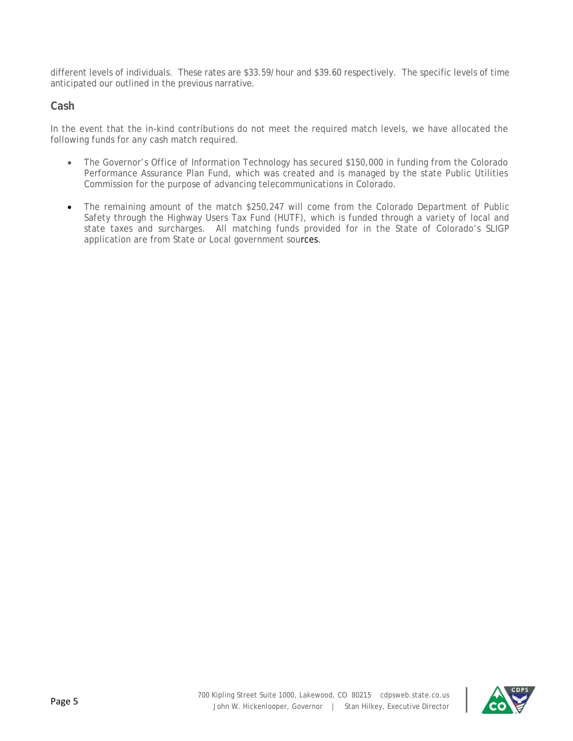different levels of individuals. These rates are $33.59/hour and $39.60 respectively. The specific levels of time anticipated our outlined in the previous narrative.

## Cash

In the event that the in-kind contributions do not meet the required match levels, we have allocated the following funds for any cash match required.

- The Governor's Office of Information Technology has secured $150,000 in funding from the Colorado Performance Assurance Plan Fund, which was created and is managed by the state Public Utilities Commission for the purpose of advancing telecommunications in Colorado.

- The remaining amount of the match $250,247 will come from the Colorado Department of Public Safety through the Highway Users Tax Fund (HUTF), which is funded through a variety of local and state taxes and surcharges. All matching funds provided for in the State of Colorado's SLIGP application are from State or Local government sources.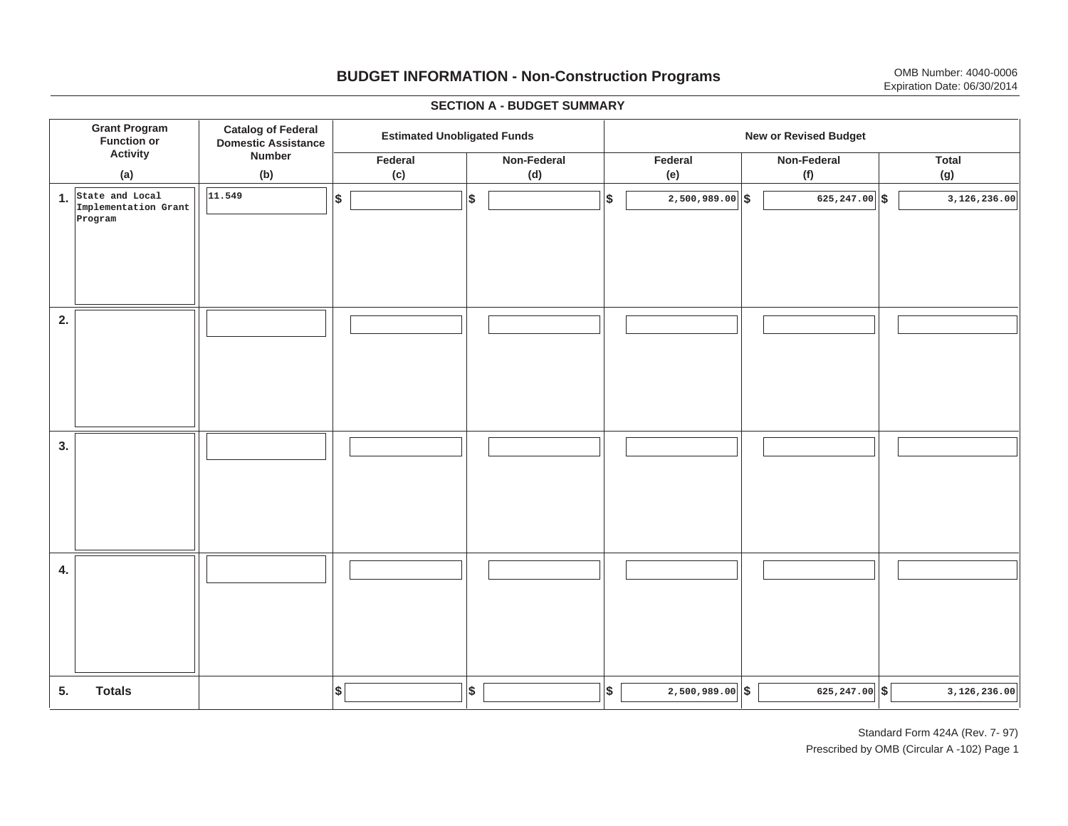# BUDGET INFORMATION - Non-Construction Programs

OMB Number: 4040-0006
Expiration Date: 06/30/2014

## SECTION A - BUDGET SUMMARY

| | Grant Program Function or Activity (a) | Catalog of Federal Domestic Assistance Number (b) | Estimated Unobligated Funds | | New or Revised Budget | | |
|---|---|---|---|---|---|---|---|
| | | | Federal (c) | Non-Federal (d) | Federal (e) | Non-Federal (f) | Total (g) |
| 1. | State and Local Implementation Grant Program | 11.549 | $ | $ | $ 2,500,989.00 | $ 625,247.00 | $ 3,126,236.00 |
| 2. | | | | | | | |
| 3. | | | | | | | |
| 4. | | | | | | | |
| 5. | Totals | | $ | $ | $ 2,500,989.00 | $ 625,247.00 | $ 3,126,236.00 |

Standard Form 424A (Rev. 7- 97)
Prescribed by OMB (Circular A -102) Page 1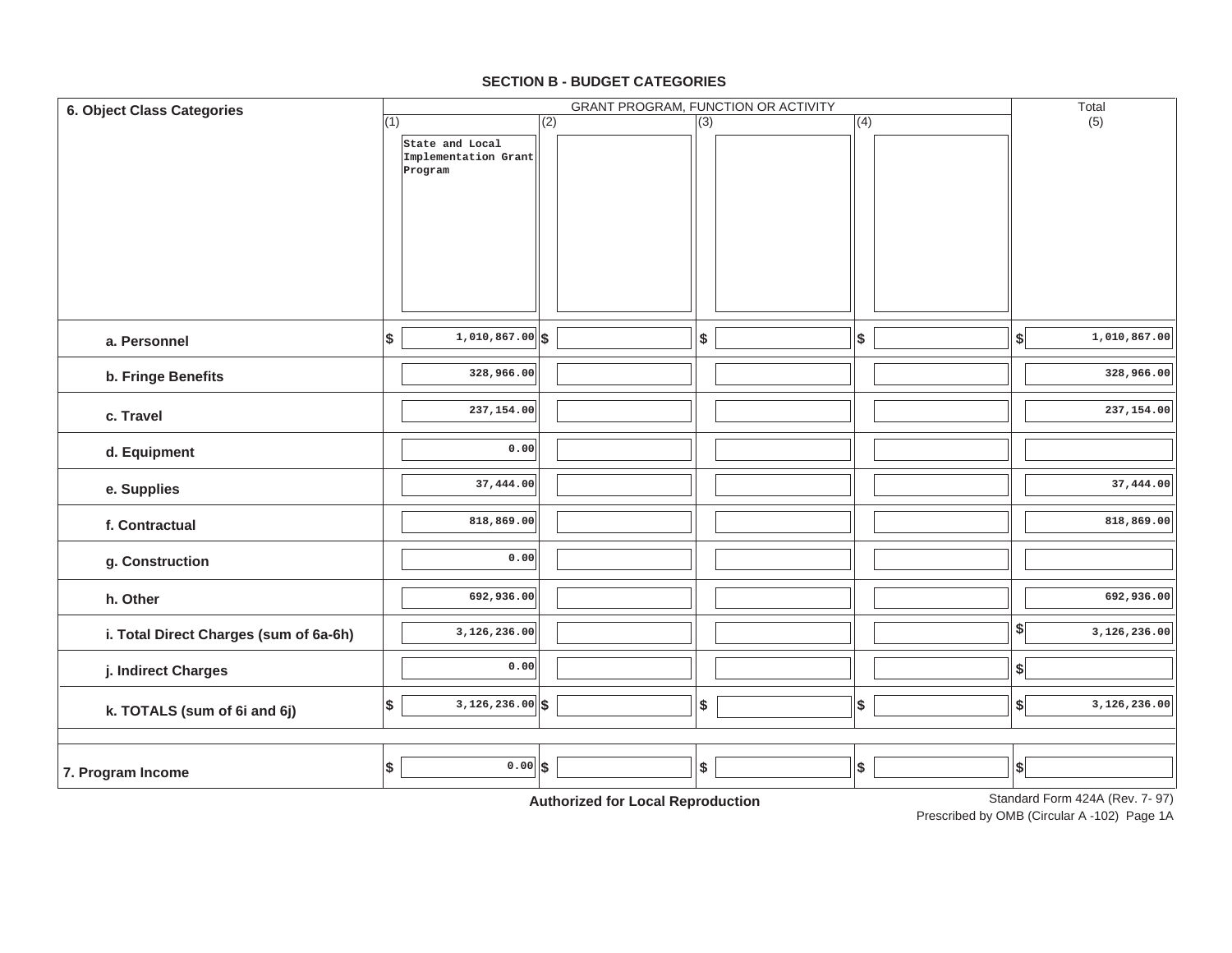## SECTION B - BUDGET CATEGORIES

| 6. Object Class Categories | GRANT PROGRAM, FUNCTION OR ACTIVITY | | | | Total |
|---|---|---|---|---|---|
| | (1) State and Local Implementation Grant Program | (2) | (3) | (4) | (5) |
| a. Personnel | $ 1,010,867.00 | $ | $ | $ | $ 1,010,867.00 |
| b. Fringe Benefits | 328,966.00 | | | | 328,966.00 |
| c. Travel | 237,154.00 | | | | 237,154.00 |
| d. Equipment | 0.00 | | | | |
| e. Supplies | 37,444.00 | | | | 37,444.00 |
| f. Contractual | 818,869.00 | | | | 818,869.00 |
| g. Construction | 0.00 | | | | |
| h. Other | 692,936.00 | | | | 692,936.00 |
| i. Total Direct Charges (sum of 6a-6h) | 3,126,236.00 | | | | $ 3,126,236.00 |
| j. Indirect Charges | 0.00 | | | | $ |
| k. TOTALS (sum of 6i and 6j) | $ 3,126,236.00 | $ | $ | $ | $ 3,126,236.00 |
| 7. Program Income | $ 0.00 | $ | $ | $ | $ |

**Authorized for Local Reproduction**

Standard Form 424A (Rev. 7- 97)

Prescribed by OMB (Circular A -102) Page 1A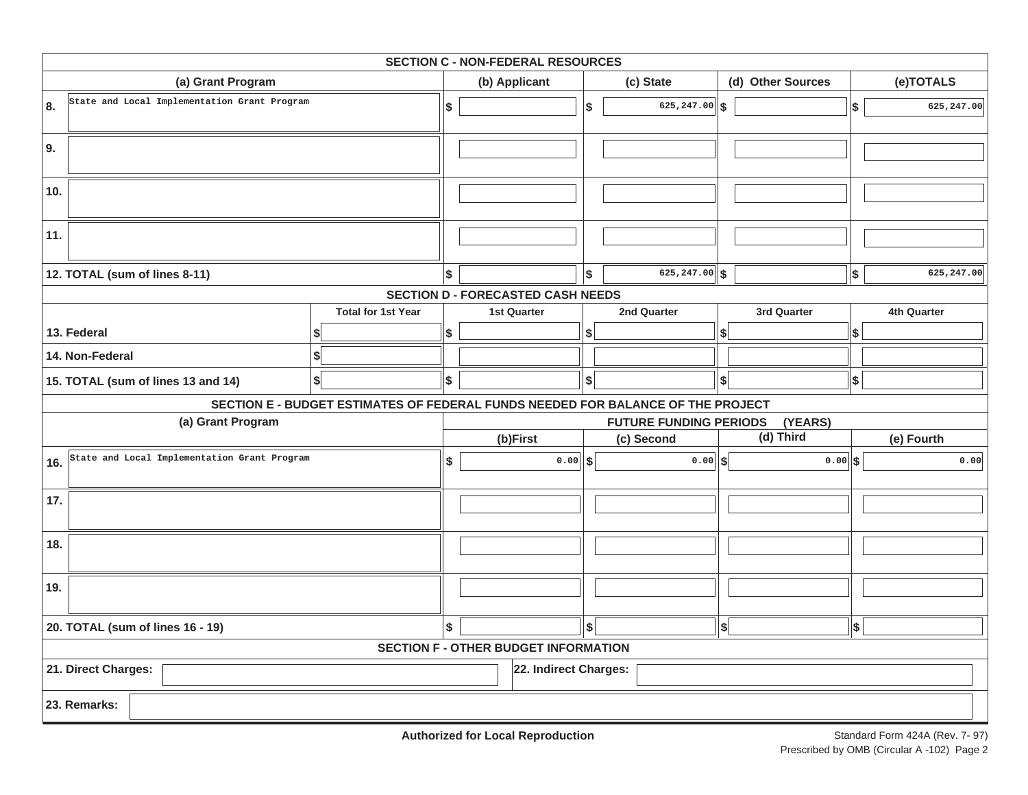## SECTION C - NON-FEDERAL RESOURCES

| (a) Grant Program | (b) Applicant | (c) State | (d) Other Sources | (e)TOTALS |
|---|---|---|---|---|
| 8. State and Local Implementation Grant Program | $ | $ 625,247.00 | $ | $ 625,247.00 |
| 9. | | | | |
| 10. | | | | |
| 11. | | | | |
| 12. TOTAL (sum of lines 8-11) | $ | $ 625,247.00 | $ | $ 625,247.00 |

## SECTION D - FORECASTED CASH NEEDS

| | Total for 1st Year | 1st Quarter | 2nd Quarter | 3rd Quarter | 4th Quarter |
|---|---|---|---|---|---|
| 13. Federal | $ | $ | $ | $ | $ |
| 14. Non-Federal | $ | | | | |
| 15. TOTAL (sum of lines 13 and 14) | $ | $ | $ | $ | $ |

## SECTION E - BUDGET ESTIMATES OF FEDERAL FUNDS NEEDED FOR BALANCE OF THE PROJECT

| (a) Grant Program | FUTURE FUNDING PERIODS (YEARS) | | | |
|---|---|---|---|---|
| | (b)First | (c) Second | (d) Third | (e) Fourth |
| 16. State and Local Implementation Grant Program | $ 0.00 | $ 0.00 | $ 0.00 | $ 0.00 |
| 17. | | | | |
| 18. | | | | |
| 19. | | | | |
| 20. TOTAL (sum of lines 16 - 19) | $ | $ | $ | $ |

## SECTION F - OTHER BUDGET INFORMATION

21. Direct Charges:

22. Indirect Charges:

23. Remarks:

**Authorized for Local Reproduction**

Standard Form 424A (Rev. 7- 97)
Prescribed by OMB (Circular A -102) Page 2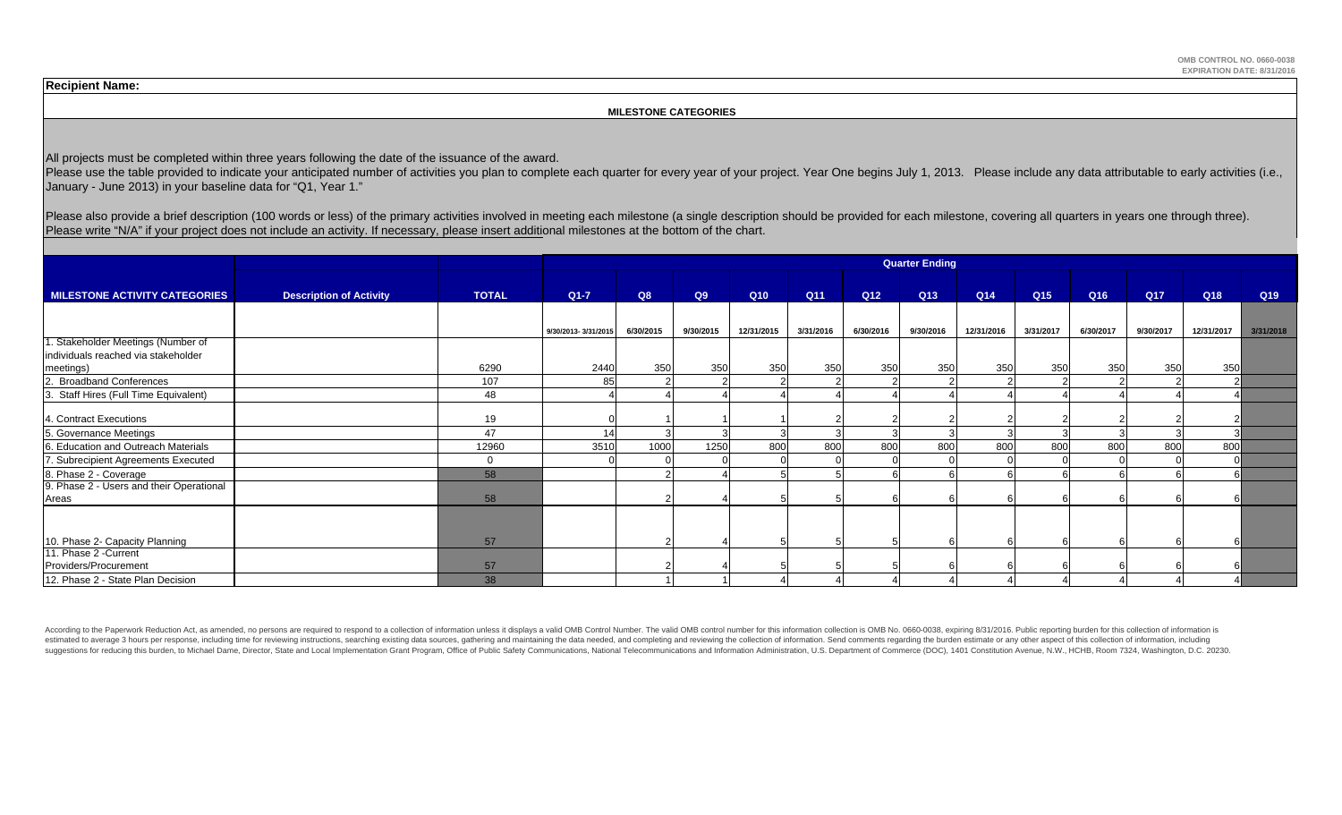OMB CONTROL NO. 0660-0038
EXPIRATION DATE: 8/31/2016

**Recipient Name:**

**MILESTONE CATEGORIES**

All projects must be completed within three years following the date of the issuance of the award.
Please use the table provided to indicate your anticipated number of activities you plan to complete each quarter for every year of your project. Year One begins July 1, 2013. Please include any data attributable to early activities (i.e., January - June 2013) in your baseline data for "Q1, Year 1."

Please also provide a brief description (100 words or less) of the primary activities involved in meeting each milestone (a single description should be provided for each milestone, covering all quarters in years one through three).
Please write "N/A" if your project does not include an activity. If necessary, please insert additional milestones at the bottom of the chart.

| | | | Quarter Ending | | | | | | | | | | | | |
|---|---|---|---|---|---|---|---|---|---|---|---|---|---|---|---|
| **MILESTONE ACTIVITY CATEGORIES** | **Description of Activity** | **TOTAL** | **Q1-7** | **Q8** | **Q9** | **Q10** | **Q11** | **Q12** | **Q13** | **Q14** | **Q15** | **Q16** | **Q17** | **Q18** | **Q19** |
| | | | 9/30/2013- 3/31/2015 | 6/30/2015 | 9/30/2015 | 12/31/2015 | 3/31/2016 | 6/30/2016 | 9/30/2016 | 12/31/2016 | 3/31/2017 | 6/30/2017 | 9/30/2017 | 12/31/2017 | 3/31/2018 |
| 1. Stakeholder Meetings (Number of individuals reached via stakeholder meetings) | | 6290 | 2440 | 350 | 350 | 350 | 350 | 350 | 350 | 350 | 350 | 350 | 350 | 350 | |
| 2. Broadband Conferences | | 107 | 85 | 2 | 2 | 2 | 2 | 2 | 2 | 2 | 2 | 2 | 2 | 2 | |
| 3. Staff Hires (Full Time Equivalent) | | 48 | 4 | 4 | 4 | 4 | 4 | 4 | 4 | 4 | 4 | 4 | 4 | 4 | |
| 4. Contract Executions | | 19 | 0 | 1 | 1 | 1 | 2 | 2 | 2 | 2 | 2 | 2 | 2 | 2 | |
| 5. Governance Meetings | | 47 | 14 | 3 | 3 | 3 | 3 | 3 | 3 | 3 | 3 | 3 | 3 | 3 | |
| 6. Education and Outreach Materials | | 12960 | 3510 | 1000 | 1250 | 800 | 800 | 800 | 800 | 800 | 800 | 800 | 800 | 800 | |
| 7. Subrecipient Agreements Executed | | 0 | 0 | 0 | 0 | 0 | 0 | 0 | 0 | 0 | 0 | 0 | 0 | 0 | |
| 8. Phase 2 - Coverage | | 58 | | 2 | 4 | 5 | 5 | 6 | 6 | 6 | 6 | 6 | 6 | 6 | |
| 9. Phase 2 - Users and their Operational Areas | | 58 | | 2 | 4 | 5 | 5 | 6 | 6 | 6 | 6 | 6 | 6 | 6 | |
| 10. Phase 2- Capacity Planning | | 57 | | 2 | 4 | 5 | 5 | 5 | 6 | 6 | 6 | 6 | 6 | 6 | |
| 11. Phase 2 -Current Providers/Procurement | | 57 | | 2 | 4 | 5 | 5 | 5 | 6 | 6 | 6 | 6 | 6 | 6 | |
| 12. Phase 2 - State Plan Decision | | 38 | | 1 | 1 | 4 | 4 | 4 | 4 | 4 | 4 | 4 | 4 | 4 | |

According to the Paperwork Reduction Act, as amended, no persons are required to respond to a collection of information unless it displays a valid OMB Control Number. The valid OMB control number for this information collection is OMB No. 0660-0038, expiring 8/31/2016. Public reporting burden for this collection of information is estimated to average 3 hours per response, including time for reviewing instructions, searching existing data sources, gathering and maintaining the data needed, and completing and reviewing the collection of information. Send comments regarding the burden estimate or any other aspect of this collection of information, including suggestions for reducing this burden, to Michael Dame, Director, State and Local Implementation Grant Program, Office of Public Safety Communications, National Telecommunications and Information Administration, U.S. Department of Commerce (DOC), 1401 Constitution Avenue, N.W., HCHB, Room 7324, Washington, D.C. 20230.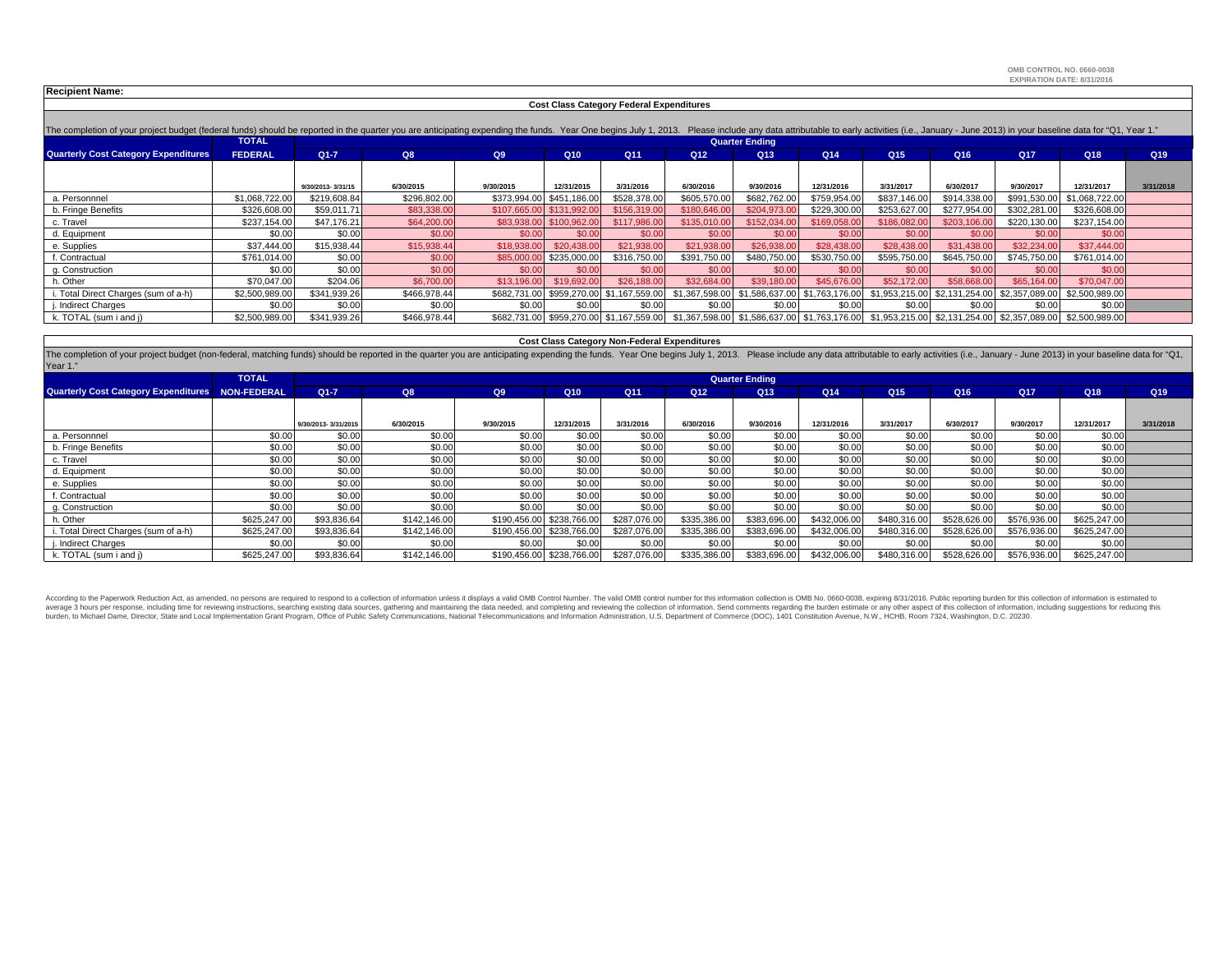OMB CONTROL NO. 0660-0038
EXPIRATION DATE: 8/31/2016

**Recipient Name:**

## Cost Class Category Federal Expenditures

The completion of your project budget (federal funds) should be reported in the quarter you are anticipating expending the funds. Year One begins July 1, 2013. Please include any data attributable to early activities (i.e., January - June 2013) in your baseline data for "Q1, Year 1."

| Quarterly Cost Category Expenditures | TOTAL FEDERAL | Quarter Ending Q1-7 | Q8 | Q9 | Q10 | Q11 | Q12 | Q13 | Q14 | Q15 | Q16 | Q17 | Q18 | Q19 |
|---|---|---|---|---|---|---|---|---|---|---|---|---|---|---|
| | | 9/30/2013- 3/31/15 | 6/30/2015 | 9/30/2015 | 12/31/2015 | 3/31/2016 | 6/30/2016 | 9/30/2016 | 12/31/2016 | 3/31/2017 | 6/30/2017 | 9/30/2017 | 12/31/2017 | 3/31/2018 |
| a. Personnnel | $1,068,722.00 | $219,608.84 | $296,802.00 | $373,994.00 | $451,186.00 | $528,378.00 | $605,570.00 | $682,762.00 | $759,954.00 | $837,146.00 | $914,338.00 | $991,530.00 | $1,068,722.00 | |
| b. Fringe Benefits | $326,608.00 | $59,011.71 | $83,338.00 | $107,665.00 | $131,992.00 | $156,319.00 | $180,646.00 | $204,973.00 | $229,300.00 | $253,627.00 | $277,954.00 | $302,281.00 | $326,608.00 | |
| c. Travel | $237,154.00 | $47,176.21 | $64,200.00 | $83,938.00 | $100,962.00 | $117,986.00 | $135,010.00 | $152,034.00 | $169,058.00 | $186,082.00 | $203,106.00 | $220,130.00 | $237,154.00 | |
| d. Equipment | $0.00 | $0.00 | $0.00 | $0.00 | $0.00 | $0.00 | $0.00 | $0.00 | $0.00 | $0.00 | $0.00 | $0.00 | $0.00 | |
| e. Supplies | $37,444.00 | $15,938.44 | $15,938.44 | $18,938.00 | $20,438.00 | $21,938.00 | $21,938.00 | $26,938.00 | $28,438.00 | $28,438.00 | $31,438.00 | $32,234.00 | $37,444.00 | |
| f. Contractual | $761,014.00 | $0.00 | $0.00 | $85,000.00 | $235,000.00 | $316,750.00 | $391,750.00 | $480,750.00 | $530,750.00 | $595,750.00 | $645,750.00 | $745,750.00 | $761,014.00 | |
| g. Construction | $0.00 | $0.00 | $0.00 | $0.00 | $0.00 | $0.00 | $0.00 | $0.00 | $0.00 | $0.00 | $0.00 | $0.00 | $0.00 | |
| h. Other | $70,047.00 | $204.06 | $6,700.00 | $13,196.00 | $19,692.00 | $26,188.00 | $32,684.00 | $39,180.00 | $45,676.00 | $52,172.00 | $58,668.00 | $65,164.00 | $70,047.00 | |
| i. Total Direct Charges (sum of a-h) | $2,500,989.00 | $341,939.26 | $466,978.44 | $682,731.00 | $959,270.00 | $1,167,559.00 | $1,367,598.00 | $1,586,637.00 | $1,763,176.00 | $1,953,215.00 | $2,131,254.00 | $2,357,089.00 | $2,500,989.00 | |
| j. Indirect Charges | $0.00 | $0.00 | $0.00 | $0.00 | $0.00 | $0.00 | $0.00 | $0.00 | $0.00 | $0.00 | $0.00 | $0.00 | $0.00 | |
| k. TOTAL (sum i and j) | $2,500,989.00 | $341,939.26 | $466,978.44 | $682,731.00 | $959,270.00 | $1,167,559.00 | $1,367,598.00 | $1,586,637.00 | $1,763,176.00 | $1,953,215.00 | $2,131,254.00 | $2,357,089.00 | $2,500,989.00 | |

## Cost Class Category Non-Federal Expenditures

The completion of your project budget (non-federal, matching funds) should be reported in the quarter you are anticipating expending the funds. Year One begins July 1, 2013. Please include any data attributable to early activities (i.e., January - June 2013) in your baseline data for "Q1, Year 1."

| Quarterly Cost Category Expenditures | TOTAL NON-FEDERAL | Quarter Ending Q1-7 | Q8 | Q9 | Q10 | Q11 | Q12 | Q13 | Q14 | Q15 | Q16 | Q17 | Q18 | Q19 |
|---|---|---|---|---|---|---|---|---|---|---|---|---|---|---|
| | | 9/30/2013- 3/31/2015 | 6/30/2015 | 9/30/2015 | 12/31/2015 | 3/31/2016 | 6/30/2016 | 9/30/2016 | 12/31/2016 | 3/31/2017 | 6/30/2017 | 9/30/2017 | 12/31/2017 | 3/31/2018 |
| a. Personnnel | $0.00 | $0.00 | $0.00 | $0.00 | $0.00 | $0.00 | $0.00 | $0.00 | $0.00 | $0.00 | $0.00 | $0.00 | $0.00 | |
| b. Fringe Benefits | $0.00 | $0.00 | $0.00 | $0.00 | $0.00 | $0.00 | $0.00 | $0.00 | $0.00 | $0.00 | $0.00 | $0.00 | $0.00 | |
| c. Travel | $0.00 | $0.00 | $0.00 | $0.00 | $0.00 | $0.00 | $0.00 | $0.00 | $0.00 | $0.00 | $0.00 | $0.00 | $0.00 | |
| d. Equipment | $0.00 | $0.00 | $0.00 | $0.00 | $0.00 | $0.00 | $0.00 | $0.00 | $0.00 | $0.00 | $0.00 | $0.00 | $0.00 | |
| e. Supplies | $0.00 | $0.00 | $0.00 | $0.00 | $0.00 | $0.00 | $0.00 | $0.00 | $0.00 | $0.00 | $0.00 | $0.00 | $0.00 | |
| f. Contractual | $0.00 | $0.00 | $0.00 | $0.00 | $0.00 | $0.00 | $0.00 | $0.00 | $0.00 | $0.00 | $0.00 | $0.00 | $0.00 | |
| g. Construction | $0.00 | $0.00 | $0.00 | $0.00 | $0.00 | $0.00 | $0.00 | $0.00 | $0.00 | $0.00 | $0.00 | $0.00 | $0.00 | |
| h. Other | $625,247.00 | $93,836.64 | $142,146.00 | $190,456.00 | $238,766.00 | $287,076.00 | $335,386.00 | $383,696.00 | $432,006.00 | $480,316.00 | $528,626.00 | $576,936.00 | $625,247.00 | |
| i. Total Direct Charges (sum of a-h) | $625,247.00 | $93,836.64 | $142,146.00 | $190,456.00 | $238,766.00 | $287,076.00 | $335,386.00 | $383,696.00 | $432,006.00 | $480,316.00 | $528,626.00 | $576,936.00 | $625,247.00 | |
| j. Indirect Charges | $0.00 | $0.00 | $0.00 | $0.00 | $0.00 | $0.00 | $0.00 | $0.00 | $0.00 | $0.00 | $0.00 | $0.00 | $0.00 | |
| k. TOTAL (sum i and j) | $625,247.00 | $93,836.64 | $142,146.00 | $190,456.00 | $238,766.00 | $287,076.00 | $335,386.00 | $383,696.00 | $432,006.00 | $480,316.00 | $528,626.00 | $576,936.00 | $625,247.00 | |

According to the Paperwork Reduction Act, as amended, no persons are required to respond to a collection of information unless it displays a valid OMB Control Number. The valid OMB control number for this information collection is OMB No. 0660-0038, expiring 8/31/2016. Public reporting burden for this collection of information is estimated to average 3 hours per response, including time for reviewing instructions, searching existing data sources, gathering and maintaining the data needed, and completing and reviewing the collection of information. Send comments regarding the burden estimate or any other aspect of this collection of information, including suggestions for reducing this burden, to Michael Dame, Director, State and Local Implementation Grant Program, Office of Public Safety Communications, National Telecommunications and Information Administration, U.S. Department of Commerce (DOC), 1401 Constitution Avenue, N.W., HCHB, Room 7324, Washington, D.C. 20230.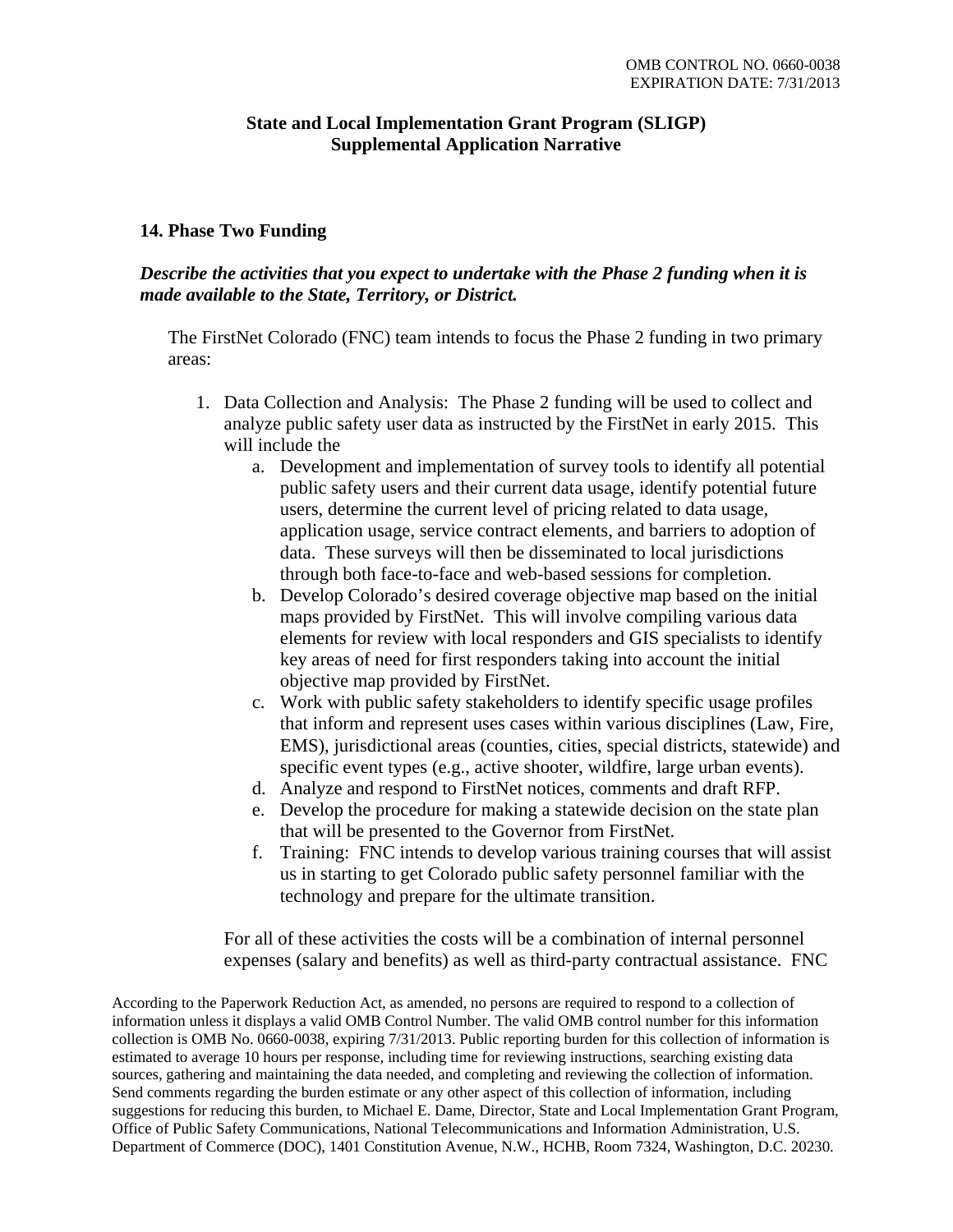## State and Local Implementation Grant Program (SLIGP) Supplemental Application Narrative

### 14. Phase Two Funding

***Describe the activities that you expect to undertake with the Phase 2 funding when it is made available to the State, Territory, or District.***

The FirstNet Colorado (FNC) team intends to focus the Phase 2 funding in two primary areas:

1. Data Collection and Analysis: The Phase 2 funding will be used to collect and analyze public safety user data as instructed by the FirstNet in early 2015. This will include the
   a. Development and implementation of survey tools to identify all potential public safety users and their current data usage, identify potential future users, determine the current level of pricing related to data usage, application usage, service contract elements, and barriers to adoption of data. These surveys will then be disseminated to local jurisdictions through both face-to-face and web-based sessions for completion.
   b. Develop Colorado's desired coverage objective map based on the initial maps provided by FirstNet. This will involve compiling various data elements for review with local responders and GIS specialists to identify key areas of need for first responders taking into account the initial objective map provided by FirstNet.
   c. Work with public safety stakeholders to identify specific usage profiles that inform and represent uses cases within various disciplines (Law, Fire, EMS), jurisdictional areas (counties, cities, special districts, statewide) and specific event types (e.g., active shooter, wildfire, large urban events).
   d. Analyze and respond to FirstNet notices, comments and draft RFP.
   e. Develop the procedure for making a statewide decision on the state plan that will be presented to the Governor from FirstNet.
   f. Training: FNC intends to develop various training courses that will assist us in starting to get Colorado public safety personnel familiar with the technology and prepare for the ultimate transition.

   For all of these activities the costs will be a combination of internal personnel expenses (salary and benefits) as well as third-party contractual assistance. FNC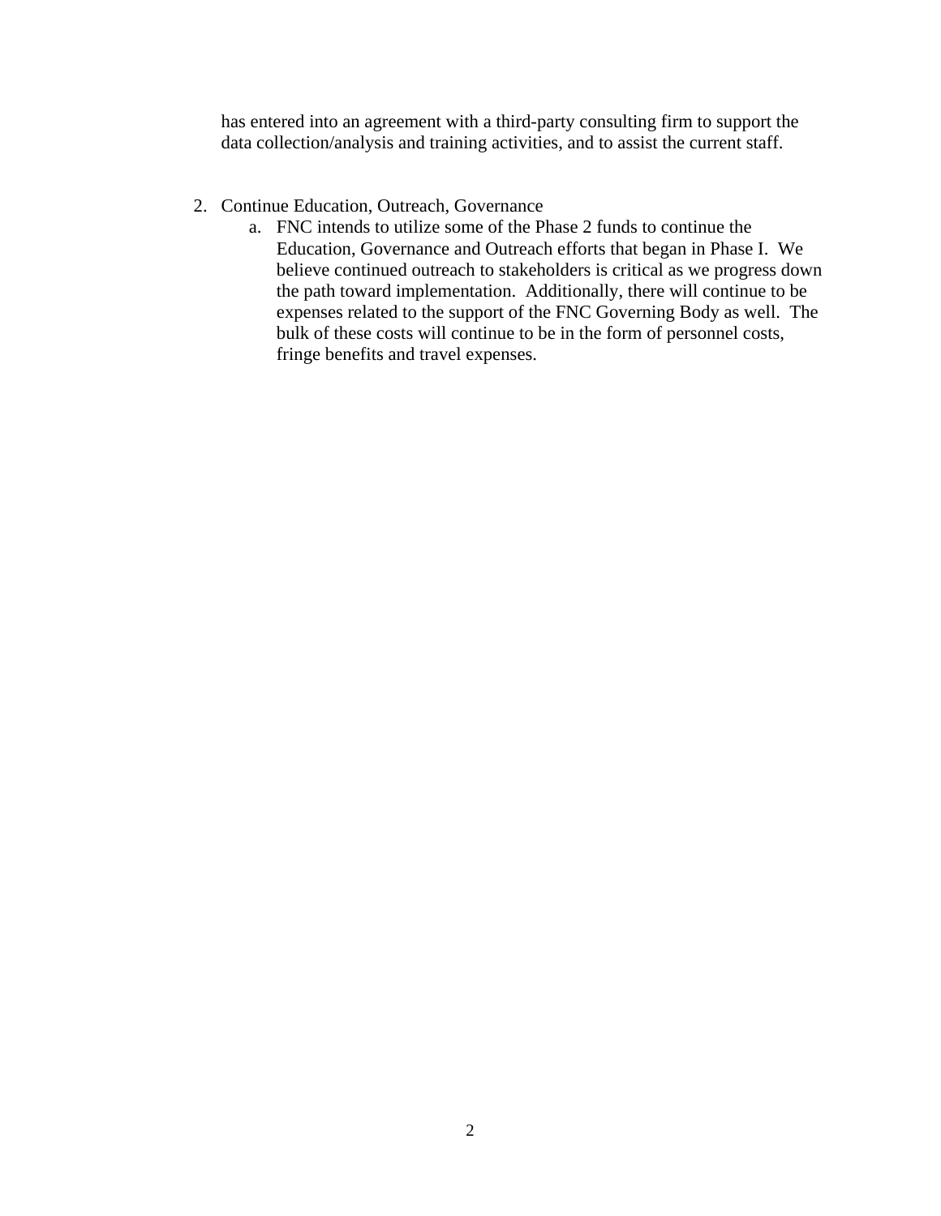has entered into an agreement with a third-party consulting firm to support the data collection/analysis and training activities, and to assist the current staff.

2. Continue Education, Outreach, Governance
    a. FNC intends to utilize some of the Phase 2 funds to continue the Education, Governance and Outreach efforts that began in Phase I. We believe continued outreach to stakeholders is critical as we progress down the path toward implementation. Additionally, there will continue to be expenses related to the support of the FNC Governing Body as well. The bulk of these costs will continue to be in the form of personnel costs, fringe benefits and travel expenses.